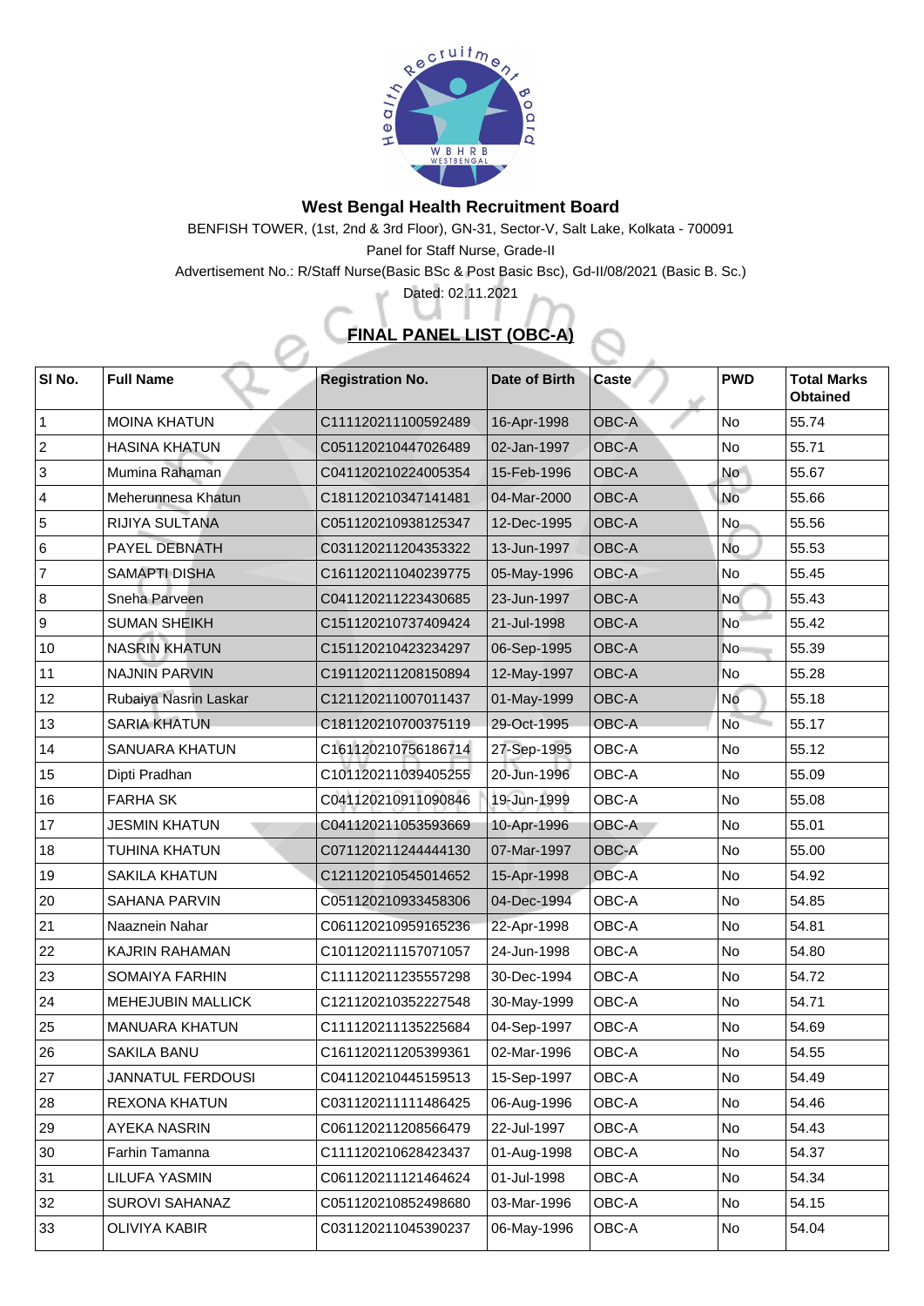# West Bengal Health Recruitment Board

BENFISH TOWER, (1st, 2nd & 3rd Floor), GN-31, Sector-V, Salt Lake, Kolkata - 700091

Panel for Staff Nurse, Grade-II

Advertisement No.: R/Staff Nurse(Basic BSc & Post Basic Bsc), Gd-II/08/2021 (Basic B. Sc.)

Dated: 02.11.2021

## FINAL PANEL LIST (OBC-A)

| Sl No. | Full Name | Registration No. | Date of Birth | Caste | PWD | Total Marks Obtained |
|---|---|---|---|---|---|---|
| 1 | MOINA KHATUN | C111120211100592489 | 16-Apr-1998 | OBC-A | No | 55.74 |
| 2 | HASINA KHATUN | C051120210447026489 | 02-Jan-1997 | OBC-A | No | 55.71 |
| 3 | Mumina Rahaman | C041120210224005354 | 15-Feb-1996 | OBC-A | No | 55.67 |
| 4 | Meherunnesa Khatun | C181120210347141481 | 04-Mar-2000 | OBC-A | No | 55.66 |
| 5 | RIJIYA SULTANA | C051120210938125347 | 12-Dec-1995 | OBC-A | No | 55.56 |
| 6 | PAYEL DEBNATH | C031120211204353322 | 13-Jun-1997 | OBC-A | No | 55.53 |
| 7 | SAMAPTI DISHA | C161120211040239775 | 05-May-1996 | OBC-A | No | 55.45 |
| 8 | Sneha Parveen | C041120211223430685 | 23-Jun-1997 | OBC-A | No | 55.43 |
| 9 | SUMAN SHEIKH | C151120210737409424 | 21-Jul-1998 | OBC-A | No | 55.42 |
| 10 | NASRIN KHATUN | C151120210423234297 | 06-Sep-1995 | OBC-A | No | 55.39 |
| 11 | NAJNIN PARVIN | C191120211208150894 | 12-May-1997 | OBC-A | No | 55.28 |
| 12 | Rubaiya Nasrin Laskar | C121120211007011437 | 01-May-1999 | OBC-A | No | 55.18 |
| 13 | SARIA KHATUN | C181120210700375119 | 29-Oct-1995 | OBC-A | No | 55.17 |
| 14 | SANUARA KHATUN | C161120210756186714 | 27-Sep-1995 | OBC-A | No | 55.12 |
| 15 | Dipti Pradhan | C101120211039405255 | 20-Jun-1996 | OBC-A | No | 55.09 |
| 16 | FARHA SK | C041120210911090846 | 19-Jun-1999 | OBC-A | No | 55.08 |
| 17 | JESMIN KHATUN | C041120211053593669 | 10-Apr-1996 | OBC-A | No | 55.01 |
| 18 | TUHINA KHATUN | C071120211244444130 | 07-Mar-1997 | OBC-A | No | 55.00 |
| 19 | SAKILA KHATUN | C121120210545014652 | 15-Apr-1998 | OBC-A | No | 54.92 |
| 20 | SAHANA PARVIN | C051120210933458306 | 04-Dec-1994 | OBC-A | No | 54.85 |
| 21 | Naaznein Nahar | C061120210959165236 | 22-Apr-1998 | OBC-A | No | 54.81 |
| 22 | KAJRIN RAHAMAN | C101120211157071057 | 24-Jun-1998 | OBC-A | No | 54.80 |
| 23 | SOMAIYA FARHIN | C111120211235557298 | 30-Dec-1994 | OBC-A | No | 54.72 |
| 24 | MEHEJUBIN MALLICK | C121120210352227548 | 30-May-1999 | OBC-A | No | 54.71 |
| 25 | MANUARA KHATUN | C111120211135225684 | 04-Sep-1997 | OBC-A | No | 54.69 |
| 26 | SAKILA BANU | C161120211205399361 | 02-Mar-1996 | OBC-A | No | 54.55 |
| 27 | JANNATUL FERDOUSI | C041120210445159513 | 15-Sep-1997 | OBC-A | No | 54.49 |
| 28 | REXONA KHATUN | C031120211111486425 | 06-Aug-1996 | OBC-A | No | 54.46 |
| 29 | AYEKA NASRIN | C061120211208566479 | 22-Jul-1997 | OBC-A | No | 54.43 |
| 30 | Farhin Tamanna | C111120210628423437 | 01-Aug-1998 | OBC-A | No | 54.37 |
| 31 | LILUFA YASMIN | C061120211121464624 | 01-Jul-1998 | OBC-A | No | 54.34 |
| 32 | SUROVI SAHANAZ | C051120210852498680 | 03-Mar-1996 | OBC-A | No | 54.15 |
| 33 | OLIVIYA KABIR | C031120211045390237 | 06-May-1996 | OBC-A | No | 54.04 |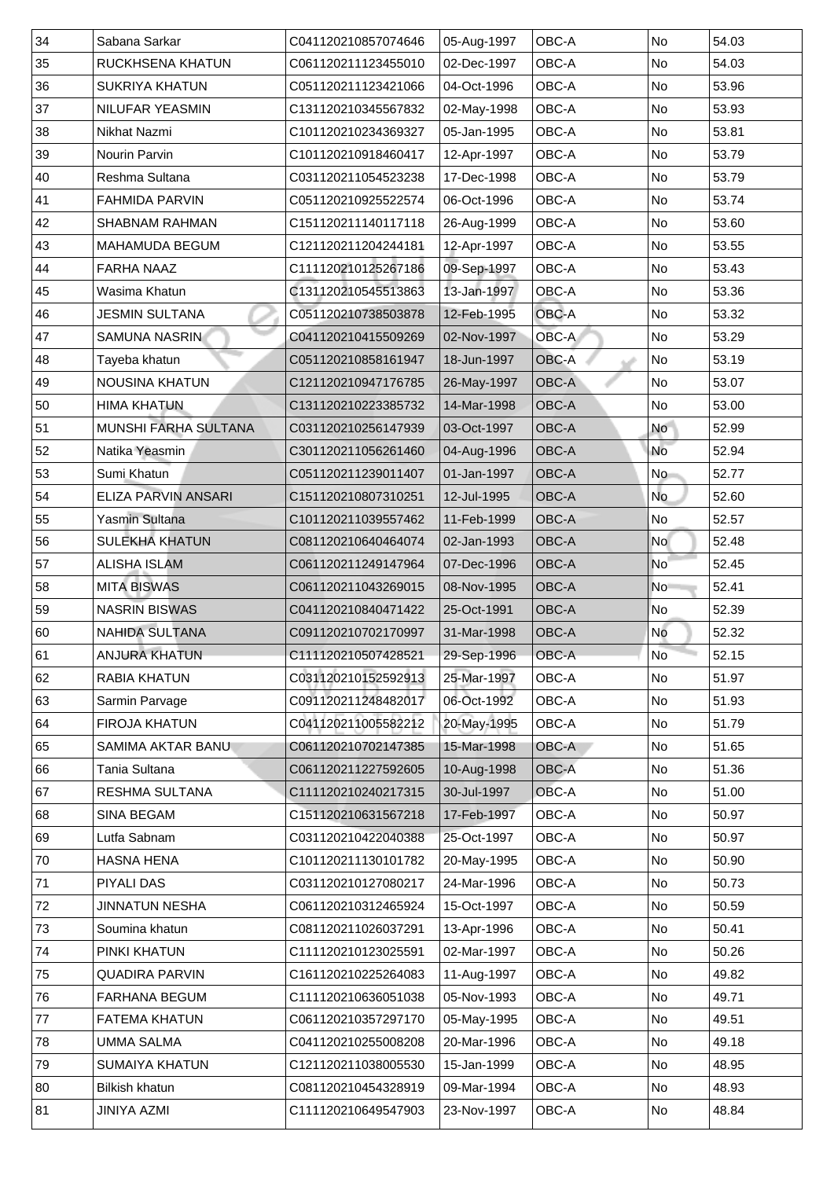| 34 | Sabana Sarkar | C041120210857074646 | 05-Aug-1997 | OBC-A | No | 54.03 |
|---|---|---|---|---|---|---|
| 35 | RUCKHSENA KHATUN | C061120211123455010 | 02-Dec-1997 | OBC-A | No | 54.03 |
| 36 | SUKRIYA KHATUN | C051120211123421066 | 04-Oct-1996 | OBC-A | No | 53.96 |
| 37 | NILUFAR YEASMIN | C131120210345567832 | 02-May-1998 | OBC-A | No | 53.93 |
| 38 | Nikhat Nazmi | C101120210234369327 | 05-Jan-1995 | OBC-A | No | 53.81 |
| 39 | Nourin Parvin | C101120210918460417 | 12-Apr-1997 | OBC-A | No | 53.79 |
| 40 | Reshma Sultana | C031120211054523238 | 17-Dec-1998 | OBC-A | No | 53.79 |
| 41 | FAHMIDA PARVIN | C051120210925522574 | 06-Oct-1996 | OBC-A | No | 53.74 |
| 42 | SHABNAM RAHMAN | C151120211140117118 | 26-Aug-1999 | OBC-A | No | 53.60 |
| 43 | MAHAMUDA BEGUM | C121120211204244181 | 12-Apr-1997 | OBC-A | No | 53.55 |
| 44 | FARHA NAAZ | C111120210125267186 | 09-Sep-1997 | OBC-A | No | 53.43 |
| 45 | Wasima Khatun | C131120210545513863 | 13-Jan-1997 | OBC-A | No | 53.36 |
| 46 | JESMIN SULTANA | C051120210738503878 | 12-Feb-1995 | OBC-A | No | 53.32 |
| 47 | SAMUNA NASRIN | C041120210415509269 | 02-Nov-1997 | OBC-A | No | 53.29 |
| 48 | Tayeba khatun | C051120210858161947 | 18-Jun-1997 | OBC-A | No | 53.19 |
| 49 | NOUSINA KHATUN | C121120210947176785 | 26-May-1997 | OBC-A | No | 53.07 |
| 50 | HIMA KHATUN | C131120210223385732 | 14-Mar-1998 | OBC-A | No | 53.00 |
| 51 | MUNSHI FARHA SULTANA | C031120210256147939 | 03-Oct-1997 | OBC-A | No | 52.99 |
| 52 | Natika Yeasmin | C301120211056261460 | 04-Aug-1996 | OBC-A | No | 52.94 |
| 53 | Sumi Khatun | C051120211239011407 | 01-Jan-1997 | OBC-A | No | 52.77 |
| 54 | ELIZA PARVIN ANSARI | C151120210807310251 | 12-Jul-1995 | OBC-A | No | 52.60 |
| 55 | Yasmin Sultana | C101120211039557462 | 11-Feb-1999 | OBC-A | No | 52.57 |
| 56 | SULEKHA KHATUN | C081120210640464074 | 02-Jan-1993 | OBC-A | No | 52.48 |
| 57 | ALISHA ISLAM | C061120211249147964 | 07-Dec-1996 | OBC-A | No | 52.45 |
| 58 | MITA BISWAS | C061120211043269015 | 08-Nov-1995 | OBC-A | No | 52.41 |
| 59 | NASRIN BISWAS | C041120210840471422 | 25-Oct-1991 | OBC-A | No | 52.39 |
| 60 | NAHIDA SULTANA | C091120210702170997 | 31-Mar-1998 | OBC-A | No | 52.32 |
| 61 | ANJURA KHATUN | C111120210507428521 | 29-Sep-1996 | OBC-A | No | 52.15 |
| 62 | RABIA KHATUN | C031120210152592913 | 25-Mar-1997 | OBC-A | No | 51.97 |
| 63 | Sarmin Parvage | C091120211248482017 | 06-Oct-1992 | OBC-A | No | 51.93 |
| 64 | FIROJA KHATUN | C041120211005582212 | 20-May-1995 | OBC-A | No | 51.79 |
| 65 | SAMIMA AKTAR BANU | C061120210702147385 | 15-Mar-1998 | OBC-A | No | 51.65 |
| 66 | Tania Sultana | C061120211227592605 | 10-Aug-1998 | OBC-A | No | 51.36 |
| 67 | RESHMA SULTANA | C111120210240217315 | 30-Jul-1997 | OBC-A | No | 51.00 |
| 68 | SINA BEGAM | C151120210631567218 | 17-Feb-1997 | OBC-A | No | 50.97 |
| 69 | Lutfa Sabnam | C031120210422040388 | 25-Oct-1997 | OBC-A | No | 50.97 |
| 70 | HASNA HENA | C101120211130101782 | 20-May-1995 | OBC-A | No | 50.90 |
| 71 | PIYALI DAS | C031120210127080217 | 24-Mar-1996 | OBC-A | No | 50.73 |
| 72 | JINNATUN NESHA | C061120210312465924 | 15-Oct-1997 | OBC-A | No | 50.59 |
| 73 | Soumina khatun | C081120211026037291 | 13-Apr-1996 | OBC-A | No | 50.41 |
| 74 | PINKI KHATUN | C111120210123025591 | 02-Mar-1997 | OBC-A | No | 50.26 |
| 75 | QUADIRA PARVIN | C161120210225264083 | 11-Aug-1997 | OBC-A | No | 49.82 |
| 76 | FARHANA BEGUM | C111120210636051038 | 05-Nov-1993 | OBC-A | No | 49.71 |
| 77 | FATEMA KHATUN | C061120210357297170 | 05-May-1995 | OBC-A | No | 49.51 |
| 78 | UMMA SALMA | C041120210255008208 | 20-Mar-1996 | OBC-A | No | 49.18 |
| 79 | SUMAIYA KHATUN | C121120211038005530 | 15-Jan-1999 | OBC-A | No | 48.95 |
| 80 | Bilkish khatun | C081120210454328919 | 09-Mar-1994 | OBC-A | No | 48.93 |
| 81 | JINIYA AZMI | C111120210649547903 | 23-Nov-1997 | OBC-A | No | 48.84 |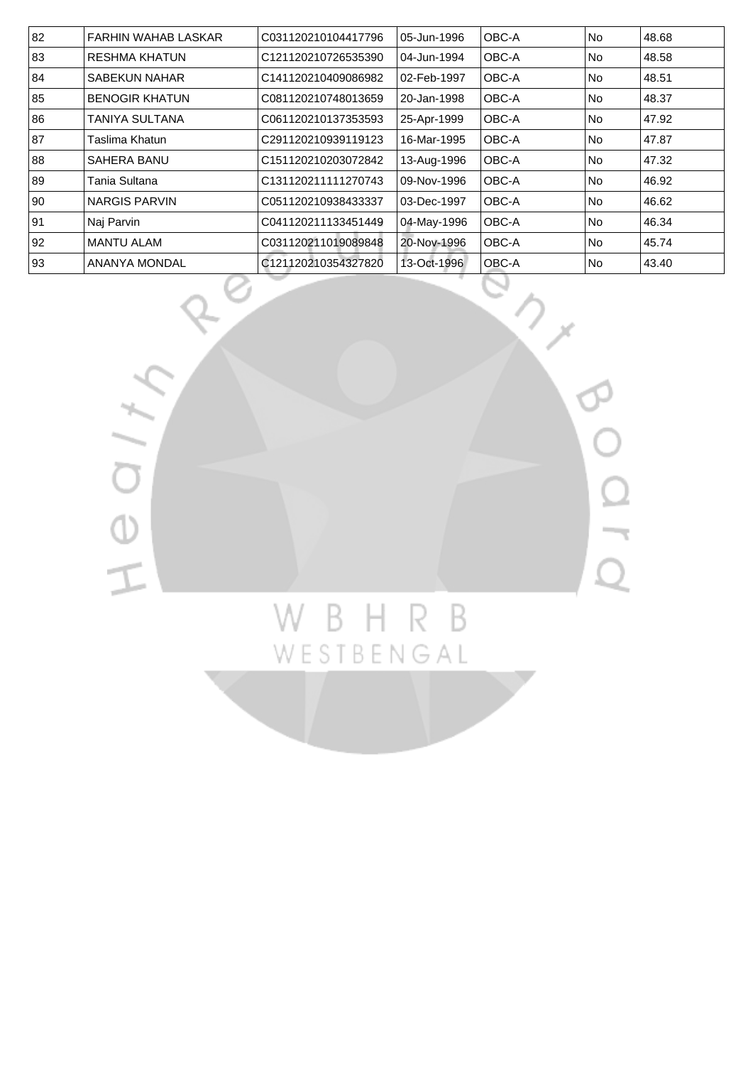| | | | | | | |
|---|---|---|---|---|---|---|
| 82 | FARHIN WAHAB LASKAR | C031120210104417796 | 05-Jun-1996 | OBC-A | No | 48.68 |
| 83 | RESHMA KHATUN | C121120210726535390 | 04-Jun-1994 | OBC-A | No | 48.58 |
| 84 | SABEKUN NAHAR | C141120210409086982 | 02-Feb-1997 | OBC-A | No | 48.51 |
| 85 | BENOGIR KHATUN | C081120210748013659 | 20-Jan-1998 | OBC-A | No | 48.37 |
| 86 | TANIYA SULTANA | C061120210137353593 | 25-Apr-1999 | OBC-A | No | 47.92 |
| 87 | Taslima Khatun | C291120210939119123 | 16-Mar-1995 | OBC-A | No | 47.87 |
| 88 | SAHERA BANU | C151120210203072842 | 13-Aug-1996 | OBC-A | No | 47.32 |
| 89 | Tania Sultana | C131120211111270743 | 09-Nov-1996 | OBC-A | No | 46.92 |
| 90 | NARGIS PARVIN | C051120210938433337 | 03-Dec-1997 | OBC-A | No | 46.62 |
| 91 | Naj Parvin | C041120211133451449 | 04-May-1996 | OBC-A | No | 46.34 |
| 92 | MANTU ALAM | C031120211019089848 | 20-Nov-1996 | OBC-A | No | 45.74 |
| 93 | ANANYA MONDAL | C121120210354327820 | 13-Oct-1996 | OBC-A | No | 43.40 |